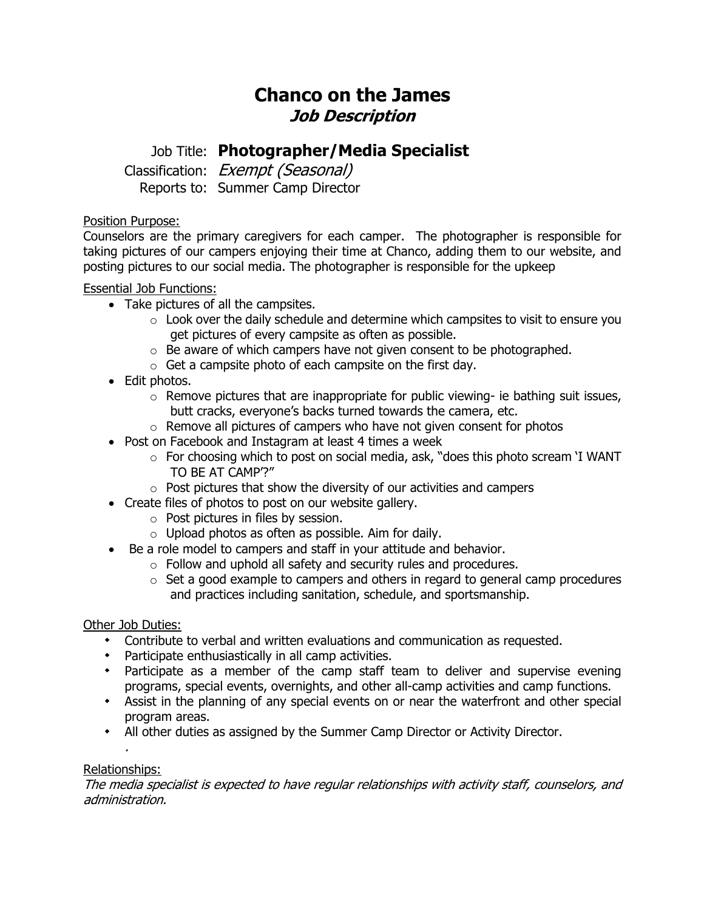# Chanco on the James

## *Job Description*

Job Title: **Photographer/Media Specialist**

Classification: *Exempt (Seasonal)*

Reports to: Summer Camp Director

Position Purpose:

Counselors are the primary caregivers for each camper. The photographer is responsible for taking pictures of our campers enjoying their time at Chanco, adding them to our website, and posting pictures to our social media. The photographer is responsible for the upkeep

Essential Job Functions:

- Take pictures of all the campsites.
  - Look over the daily schedule and determine which campsites to visit to ensure you get pictures of every campsite as often as possible.
  - Be aware of which campers have not given consent to be photographed.
  - Get a campsite photo of each campsite on the first day.
- Edit photos.
  - Remove pictures that are inappropriate for public viewing- ie bathing suit issues, butt cracks, everyone's backs turned towards the camera, etc.
  - Remove all pictures of campers who have not given consent for photos
- Post on Facebook and Instagram at least 4 times a week
  - For choosing which to post on social media, ask, "does this photo scream 'I WANT TO BE AT CAMP'?"
  - Post pictures that show the diversity of our activities and campers
- Create files of photos to post on our website gallery.
  - Post pictures in files by session.
  - Upload photos as often as possible. Aim for daily.
- Be a role model to campers and staff in your attitude and behavior.
  - Follow and uphold all safety and security rules and procedures.
  - Set a good example to campers and others in regard to general camp procedures and practices including sanitation, schedule, and sportsmanship.

Other Job Duties:

- Contribute to verbal and written evaluations and communication as requested.
- Participate enthusiastically in all camp activities.
- Participate as a member of the camp staff team to deliver and supervise evening programs, special events, overnights, and other all-camp activities and camp functions.
- Assist in the planning of any special events on or near the waterfront and other special program areas.
- All other duties as assigned by the Summer Camp Director or Activity Director.

Relationships:

*The media specialist is expected to have regular relationships with activity staff, counselors, and administration.*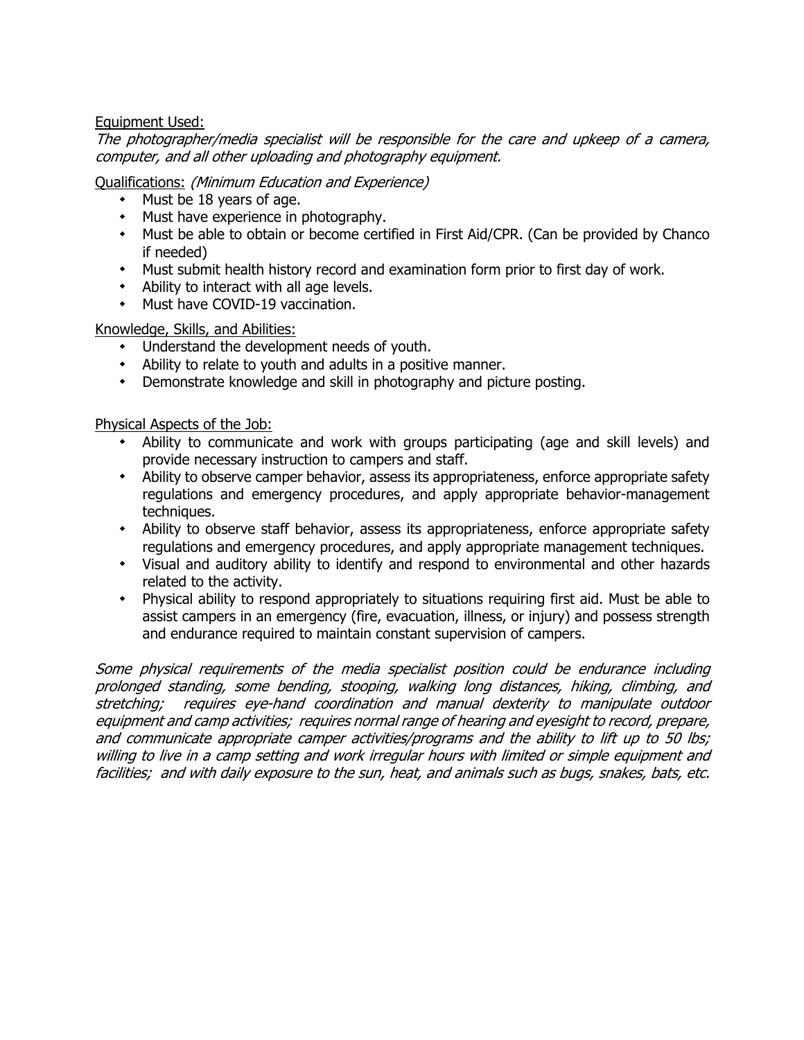Equipment Used:

*The photographer/media specialist will be responsible for the care and upkeep of a camera, computer, and all other uploading and photography equipment.*

Qualifications: *(Minimum Education and Experience)*

- Must be 18 years of age.
- Must have experience in photography.
- Must be able to obtain or become certified in First Aid/CPR. (Can be provided by Chanco if needed)
- Must submit health history record and examination form prior to first day of work.
- Ability to interact with all age levels.
- Must have COVID-19 vaccination.

Knowledge, Skills, and Abilities:

- Understand the development needs of youth.
- Ability to relate to youth and adults in a positive manner.
- Demonstrate knowledge and skill in photography and picture posting.

Physical Aspects of the Job:

- Ability to communicate and work with groups participating (age and skill levels) and provide necessary instruction to campers and staff.
- Ability to observe camper behavior, assess its appropriateness, enforce appropriate safety regulations and emergency procedures, and apply appropriate behavior-management techniques.
- Ability to observe staff behavior, assess its appropriateness, enforce appropriate safety regulations and emergency procedures, and apply appropriate management techniques.
- Visual and auditory ability to identify and respond to environmental and other hazards related to the activity.
- Physical ability to respond appropriately to situations requiring first aid. Must be able to assist campers in an emergency (fire, evacuation, illness, or injury) and possess strength and endurance required to maintain constant supervision of campers.

*Some physical requirements of the media specialist position could be endurance including prolonged standing, some bending, stooping, walking long distances, hiking, climbing, and stretching; requires eye-hand coordination and manual dexterity to manipulate outdoor equipment and camp activities; requires normal range of hearing and eyesight to record, prepare, and communicate appropriate camper activities/programs and the ability to lift up to 50 lbs; willing to live in a camp setting and work irregular hours with limited or simple equipment and facilities; and with daily exposure to the sun, heat, and animals such as bugs, snakes, bats, etc.*